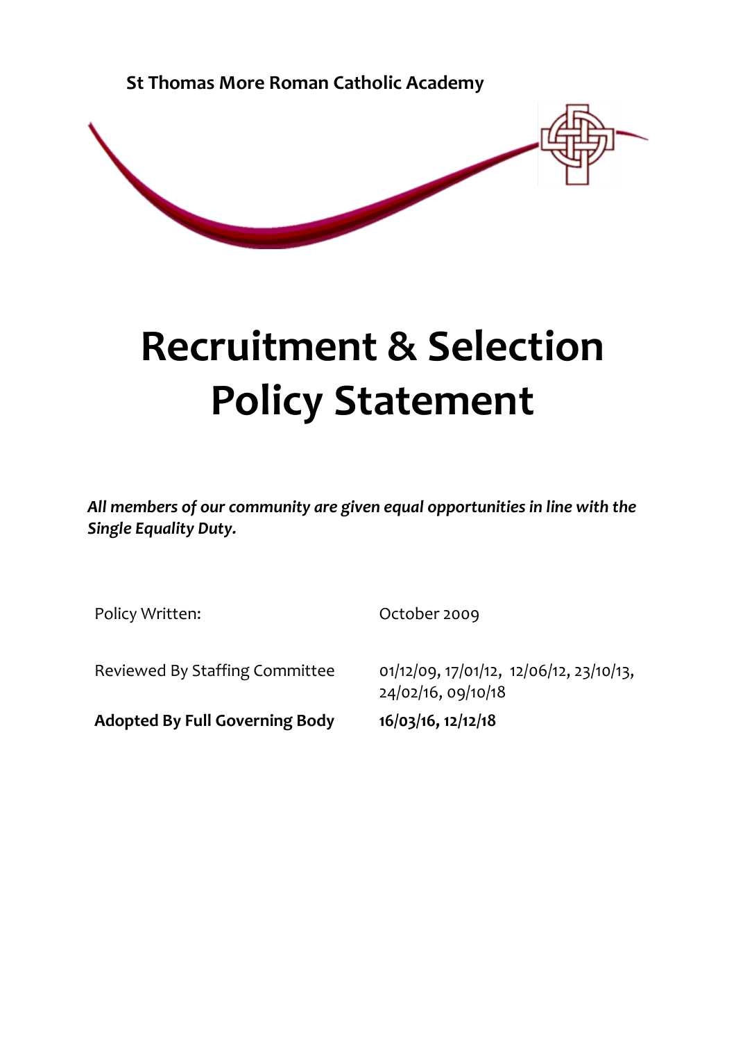**St Thomas More Roman Catholic Academy**

# Recruitment & Selection Policy Statement

***All members of our community are given equal opportunities in line with the Single Equality Duty.***

| | |
|---|---|
| Policy Written: | October 2009 |
| Reviewed By Staffing Committee | 01/12/09, 17/01/12, 12/06/12, 23/10/13, 24/02/16, 09/10/18 |
| **Adopted By Full Governing Body** | **16/03/16, 12/12/18** |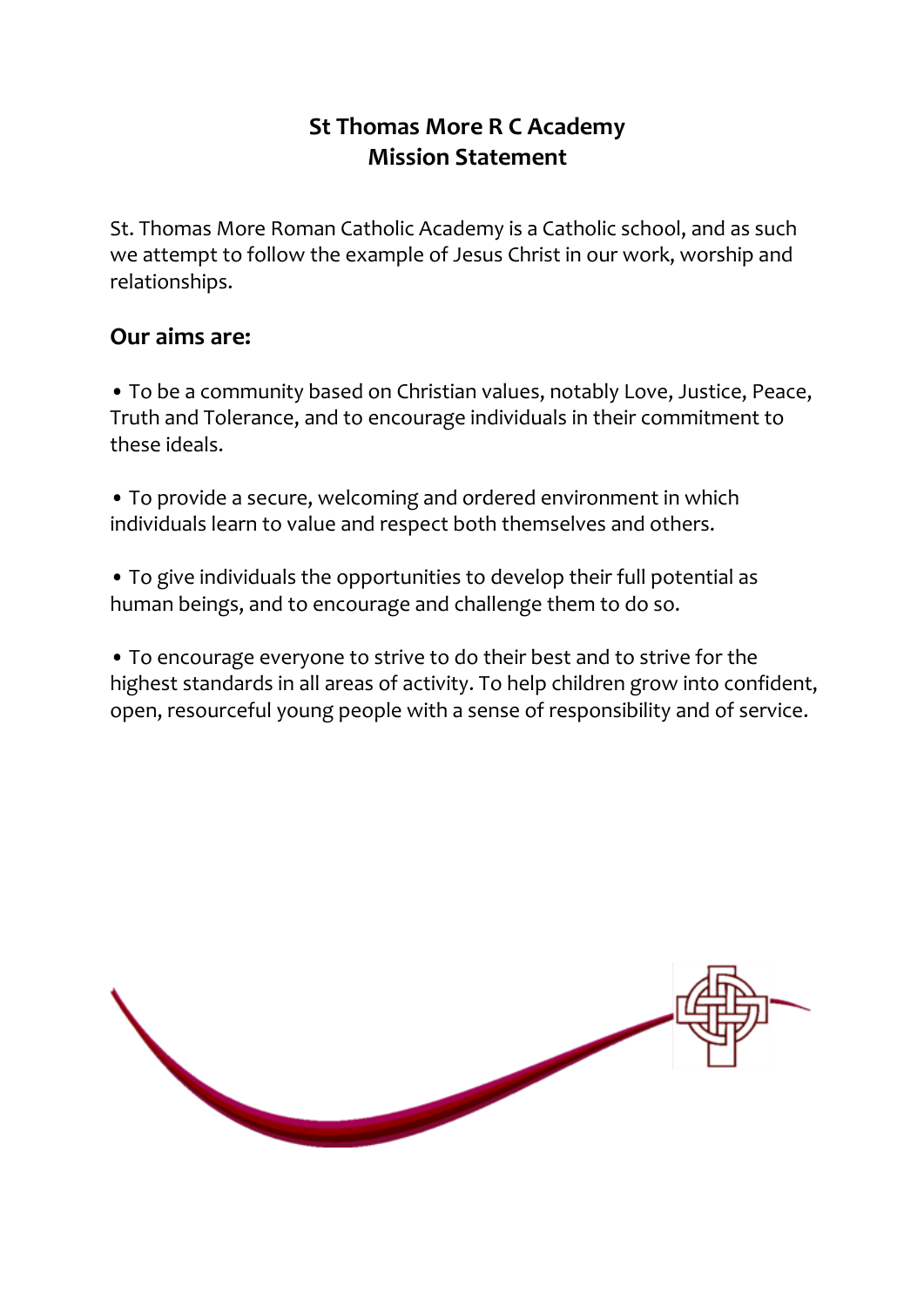# St Thomas More R C Academy
## Mission Statement

St. Thomas More Roman Catholic Academy is a Catholic school, and as such we attempt to follow the example of Jesus Christ in our work, worship and relationships.

### Our aims are:

- To be a community based on Christian values, notably Love, Justice, Peace, Truth and Tolerance, and to encourage individuals in their commitment to these ideals.

- To provide a secure, welcoming and ordered environment in which individuals learn to value and respect both themselves and others.

- To give individuals the opportunities to develop their full potential as human beings, and to encourage and challenge them to do so.

- To encourage everyone to strive to do their best and to strive for the highest standards in all areas of activity. To help children grow into confident, open, resourceful young people with a sense of responsibility and of service.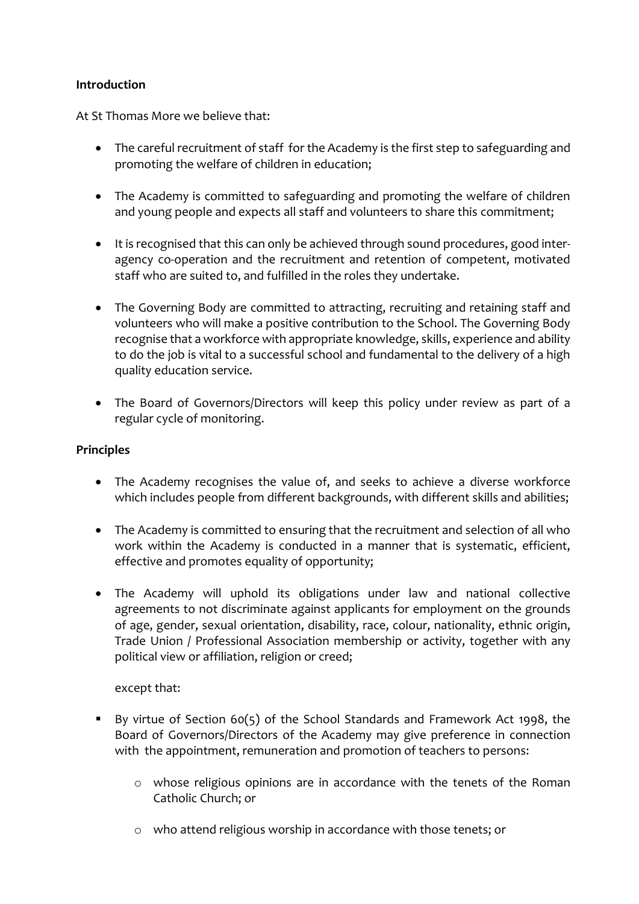**Introduction**

At St Thomas More we believe that:

- The careful recruitment of staff for the Academy is the first step to safeguarding and promoting the welfare of children in education;

- The Academy is committed to safeguarding and promoting the welfare of children and young people and expects all staff and volunteers to share this commitment;

- It is recognised that this can only be achieved through sound procedures, good inter-agency co-operation and the recruitment and retention of competent, motivated staff who are suited to, and fulfilled in the roles they undertake.

- The Governing Body are committed to attracting, recruiting and retaining staff and volunteers who will make a positive contribution to the School. The Governing Body recognise that a workforce with appropriate knowledge, skills, experience and ability to do the job is vital to a successful school and fundamental to the delivery of a high quality education service.

- The Board of Governors/Directors will keep this policy under review as part of a regular cycle of monitoring.

**Principles**

- The Academy recognises the value of, and seeks to achieve a diverse workforce which includes people from different backgrounds, with different skills and abilities;

- The Academy is committed to ensuring that the recruitment and selection of all who work within the Academy is conducted in a manner that is systematic, efficient, effective and promotes equality of opportunity;

- The Academy will uphold its obligations under law and national collective agreements to not discriminate against applicants for employment on the grounds of age, gender, sexual orientation, disability, race, colour, nationality, ethnic origin, Trade Union / Professional Association membership or activity, together with any political view or affiliation, religion or creed;

  except that:

- By virtue of Section 60(5) of the School Standards and Framework Act 1998, the Board of Governors/Directors of the Academy may give preference in connection with the appointment, remuneration and promotion of teachers to persons:

  - whose religious opinions are in accordance with the tenets of the Roman Catholic Church; or

  - who attend religious worship in accordance with those tenets; or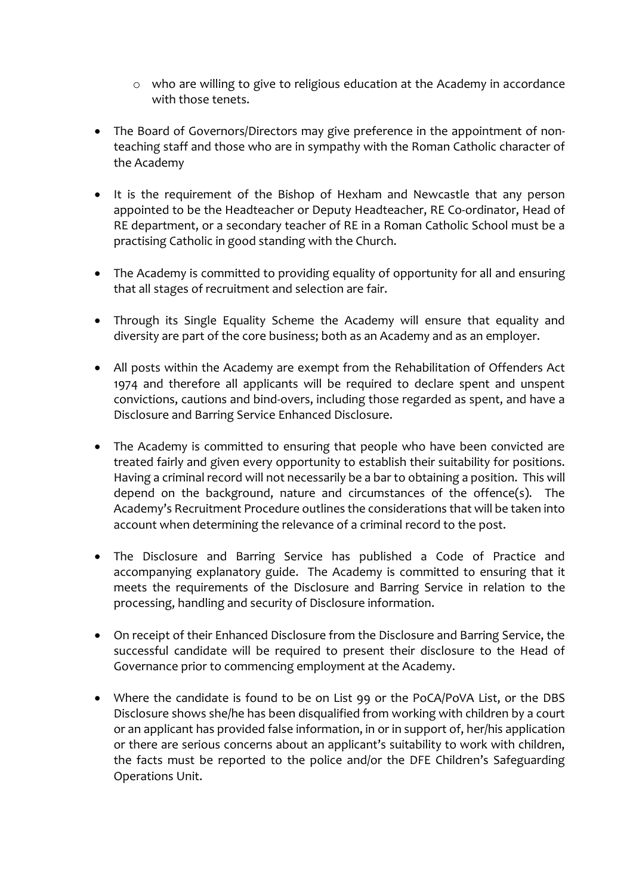- who are willing to give to religious education at the Academy in accordance with those tenets.

- The Board of Governors/Directors may give preference in the appointment of non-teaching staff and those who are in sympathy with the Roman Catholic character of the Academy

- It is the requirement of the Bishop of Hexham and Newcastle that any person appointed to be the Headteacher or Deputy Headteacher, RE Co-ordinator, Head of RE department, or a secondary teacher of RE in a Roman Catholic School must be a practising Catholic in good standing with the Church.

- The Academy is committed to providing equality of opportunity for all and ensuring that all stages of recruitment and selection are fair.

- Through its Single Equality Scheme the Academy will ensure that equality and diversity are part of the core business; both as an Academy and as an employer.

- All posts within the Academy are exempt from the Rehabilitation of Offenders Act 1974 and therefore all applicants will be required to declare spent and unspent convictions, cautions and bind-overs, including those regarded as spent, and have a Disclosure and Barring Service Enhanced Disclosure.

- The Academy is committed to ensuring that people who have been convicted are treated fairly and given every opportunity to establish their suitability for positions. Having a criminal record will not necessarily be a bar to obtaining a position. This will depend on the background, nature and circumstances of the offence(s). The Academy's Recruitment Procedure outlines the considerations that will be taken into account when determining the relevance of a criminal record to the post.

- The Disclosure and Barring Service has published a Code of Practice and accompanying explanatory guide. The Academy is committed to ensuring that it meets the requirements of the Disclosure and Barring Service in relation to the processing, handling and security of Disclosure information.

- On receipt of their Enhanced Disclosure from the Disclosure and Barring Service, the successful candidate will be required to present their disclosure to the Head of Governance prior to commencing employment at the Academy.

- Where the candidate is found to be on List 99 or the PoCA/PoVA List, or the DBS Disclosure shows she/he has been disqualified from working with children by a court or an applicant has provided false information, in or in support of, her/his application or there are serious concerns about an applicant's suitability to work with children, the facts must be reported to the police and/or the DFE Children's Safeguarding Operations Unit.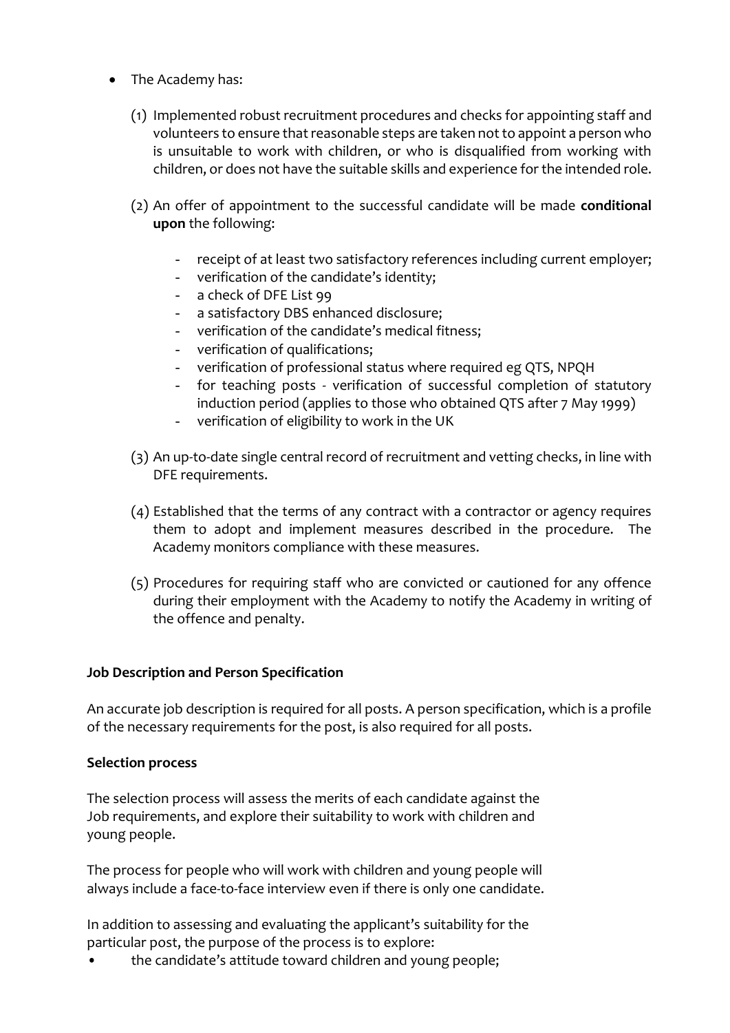- The Academy has:

  (1) Implemented robust recruitment procedures and checks for appointing staff and volunteers to ensure that reasonable steps are taken not to appoint a person who is unsuitable to work with children, or who is disqualified from working with children, or does not have the suitable skills and experience for the intended role.

  (2) An offer of appointment to the successful candidate will be made **conditional upon** the following:

    - receipt of at least two satisfactory references including current employer;
    - verification of the candidate's identity;
    - a check of DFE List 99
    - a satisfactory DBS enhanced disclosure;
    - verification of the candidate's medical fitness;
    - verification of qualifications;
    - verification of professional status where required eg QTS, NPQH
    - for teaching posts - verification of successful completion of statutory induction period (applies to those who obtained QTS after 7 May 1999)
    - verification of eligibility to work in the UK

  (3) An up-to-date single central record of recruitment and vetting checks, in line with DFE requirements.

  (4) Established that the terms of any contract with a contractor or agency requires them to adopt and implement measures described in the procedure. The Academy monitors compliance with these measures.

  (5) Procedures for requiring staff who are convicted or cautioned for any offence during their employment with the Academy to notify the Academy in writing of the offence and penalty.

**Job Description and Person Specification**

An accurate job description is required for all posts. A person specification, which is a profile of the necessary requirements for the post, is also required for all posts.

**Selection process**

The selection process will assess the merits of each candidate against the Job requirements, and explore their suitability to work with children and young people.

The process for people who will work with children and young people will always include a face-to-face interview even if there is only one candidate.

In addition to assessing and evaluating the applicant's suitability for the particular post, the purpose of the process is to explore:

- the candidate's attitude toward children and young people;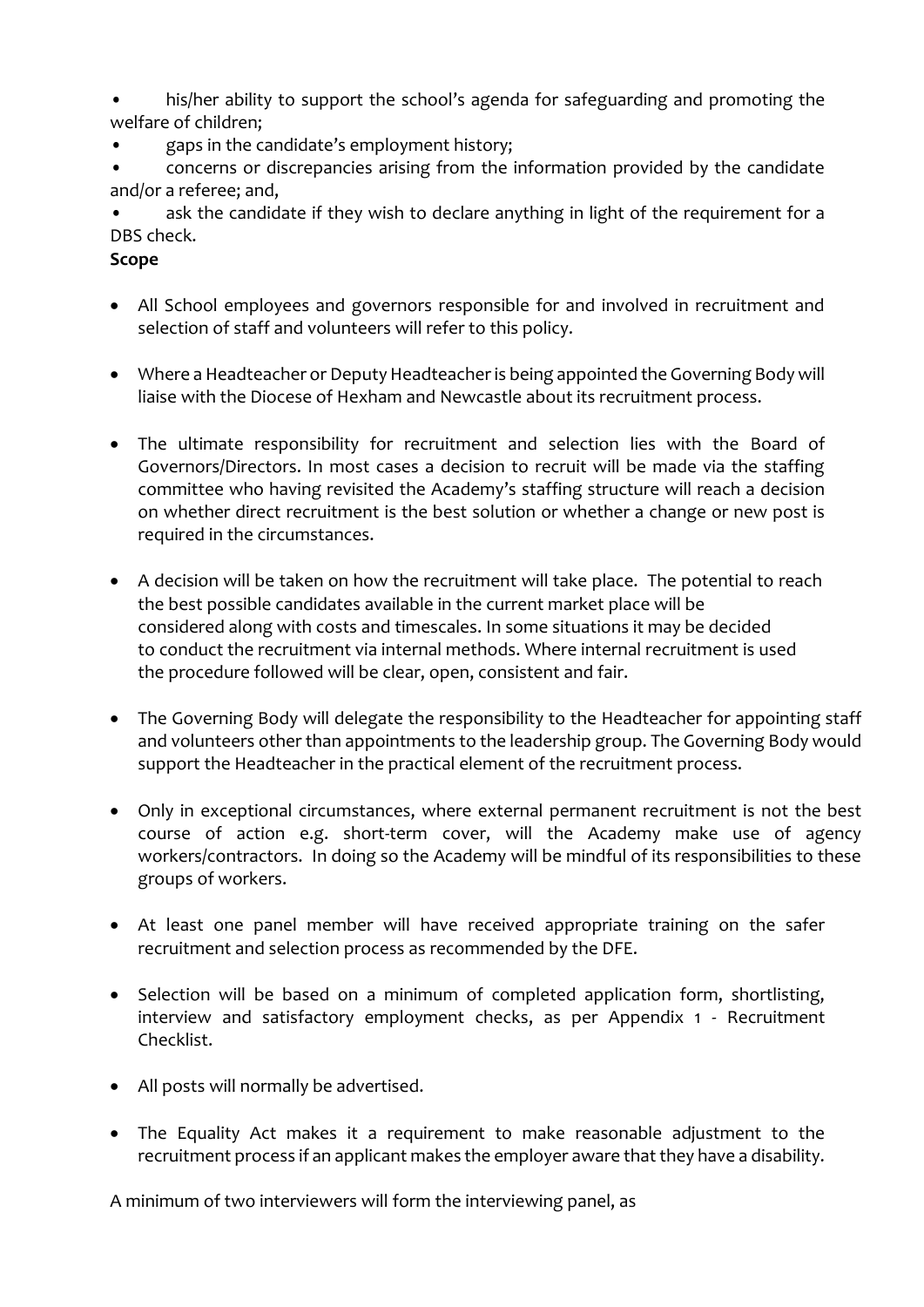- his/her ability to support the school's agenda for safeguarding and promoting the welfare of children;
- gaps in the candidate's employment history;
- concerns or discrepancies arising from the information provided by the candidate and/or a referee; and,
- ask the candidate if they wish to declare anything in light of the requirement for a DBS check.

**Scope**

- All School employees and governors responsible for and involved in recruitment and selection of staff and volunteers will refer to this policy.
- Where a Headteacher or Deputy Headteacher is being appointed the Governing Body will liaise with the Diocese of Hexham and Newcastle about its recruitment process.
- The ultimate responsibility for recruitment and selection lies with the Board of Governors/Directors. In most cases a decision to recruit will be made via the staffing committee who having revisited the Academy's staffing structure will reach a decision on whether direct recruitment is the best solution or whether a change or new post is required in the circumstances.
- A decision will be taken on how the recruitment will take place. The potential to reach the best possible candidates available in the current market place will be considered along with costs and timescales. In some situations it may be decided to conduct the recruitment via internal methods. Where internal recruitment is used the procedure followed will be clear, open, consistent and fair.
- The Governing Body will delegate the responsibility to the Headteacher for appointing staff and volunteers other than appointments to the leadership group. The Governing Body would support the Headteacher in the practical element of the recruitment process.
- Only in exceptional circumstances, where external permanent recruitment is not the best course of action e.g. short-term cover, will the Academy make use of agency workers/contractors. In doing so the Academy will be mindful of its responsibilities to these groups of workers.
- At least one panel member will have received appropriate training on the safer recruitment and selection process as recommended by the DFE.
- Selection will be based on a minimum of completed application form, shortlisting, interview and satisfactory employment checks, as per Appendix 1 - Recruitment Checklist.
- All posts will normally be advertised.
- The Equality Act makes it a requirement to make reasonable adjustment to the recruitment process if an applicant makes the employer aware that they have a disability.

A minimum of two interviewers will form the interviewing panel, as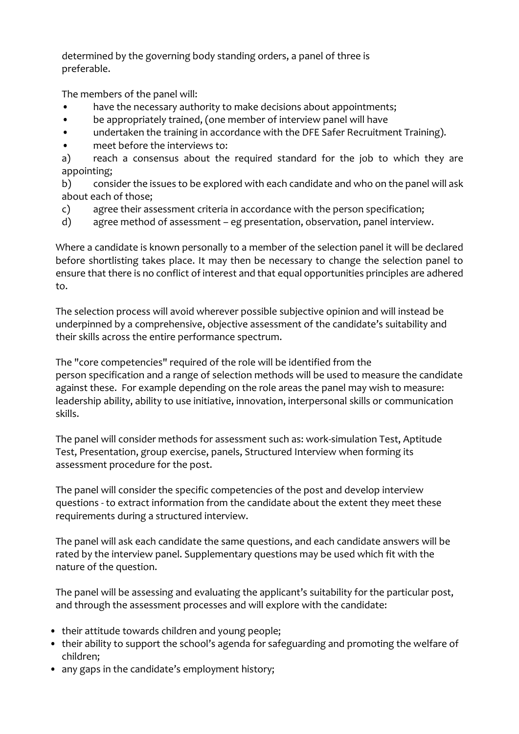determined by the governing body standing orders, a panel of three is preferable.

The members of the panel will:

- have the necessary authority to make decisions about appointments;
- be appropriately trained, (one member of interview panel will have
- undertaken the training in accordance with the DFE Safer Recruitment Training).
- meet before the interviews to:

a) reach a consensus about the required standard for the job to which they are appointing;

b) consider the issues to be explored with each candidate and who on the panel will ask about each of those;

c) agree their assessment criteria in accordance with the person specification;

d) agree method of assessment – eg presentation, observation, panel interview.

Where a candidate is known personally to a member of the selection panel it will be declared before shortlisting takes place. It may then be necessary to change the selection panel to ensure that there is no conflict of interest and that equal opportunities principles are adhered to.

The selection process will avoid wherever possible subjective opinion and will instead be underpinned by a comprehensive, objective assessment of the candidate's suitability and their skills across the entire performance spectrum.

The "core competencies" required of the role will be identified from the person specification and a range of selection methods will be used to measure the candidate against these. For example depending on the role areas the panel may wish to measure: leadership ability, ability to use initiative, innovation, interpersonal skills or communication skills.

The panel will consider methods for assessment such as: work-simulation Test, Aptitude Test, Presentation, group exercise, panels, Structured Interview when forming its assessment procedure for the post.

The panel will consider the specific competencies of the post and develop interview questions - to extract information from the candidate about the extent they meet these requirements during a structured interview.

The panel will ask each candidate the same questions, and each candidate answers will be rated by the interview panel. Supplementary questions may be used which fit with the nature of the question.

The panel will be assessing and evaluating the applicant's suitability for the particular post, and through the assessment processes and will explore with the candidate:

- their attitude towards children and young people;
- their ability to support the school's agenda for safeguarding and promoting the welfare of children;
- any gaps in the candidate's employment history;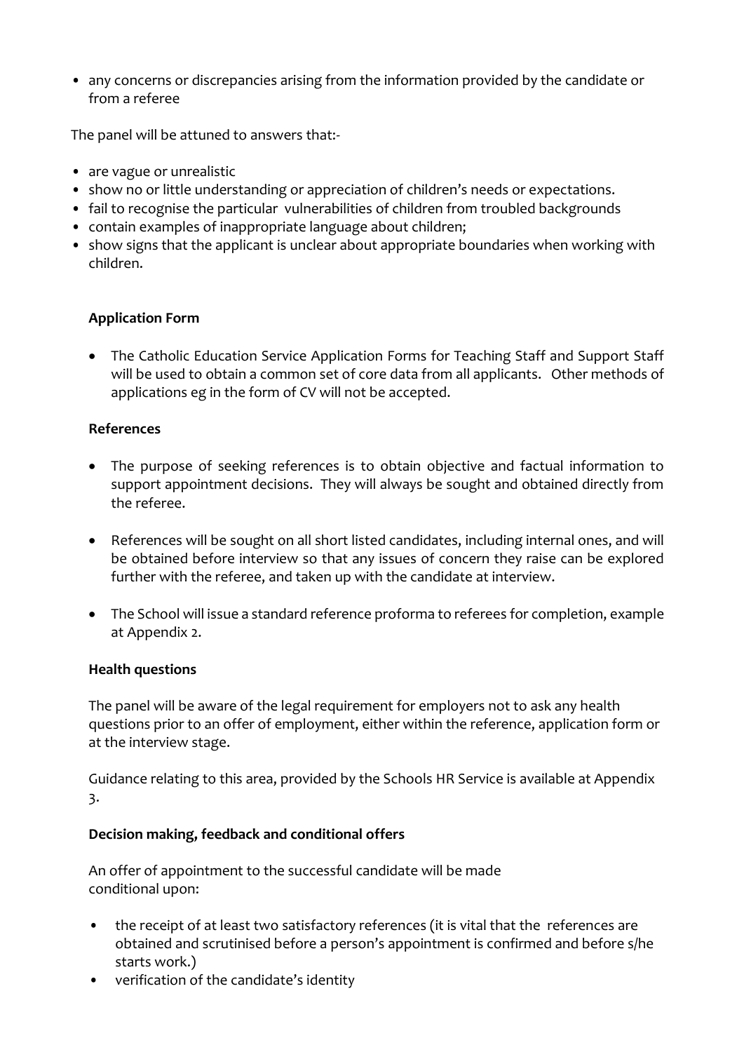- any concerns or discrepancies arising from the information provided by the candidate or from a referee

The panel will be attuned to answers that:-

- are vague or unrealistic
- show no or little understanding or appreciation of children's needs or expectations.
- fail to recognise the particular vulnerabilities of children from troubled backgrounds
- contain examples of inappropriate language about children;
- show signs that the applicant is unclear about appropriate boundaries when working with children.

**Application Form**

- The Catholic Education Service Application Forms for Teaching Staff and Support Staff will be used to obtain a common set of core data from all applicants. Other methods of applications eg in the form of CV will not be accepted.

**References**

- The purpose of seeking references is to obtain objective and factual information to support appointment decisions. They will always be sought and obtained directly from the referee.
- References will be sought on all short listed candidates, including internal ones, and will be obtained before interview so that any issues of concern they raise can be explored further with the referee, and taken up with the candidate at interview.
- The School will issue a standard reference proforma to referees for completion, example at Appendix 2.

**Health questions**

The panel will be aware of the legal requirement for employers not to ask any health questions prior to an offer of employment, either within the reference, application form or at the interview stage.

Guidance relating to this area, provided by the Schools HR Service is available at Appendix 3.

**Decision making, feedback and conditional offers**

An offer of appointment to the successful candidate will be made conditional upon:

- the receipt of at least two satisfactory references (it is vital that the references are obtained and scrutinised before a person's appointment is confirmed and before s/he starts work.)
- verification of the candidate's identity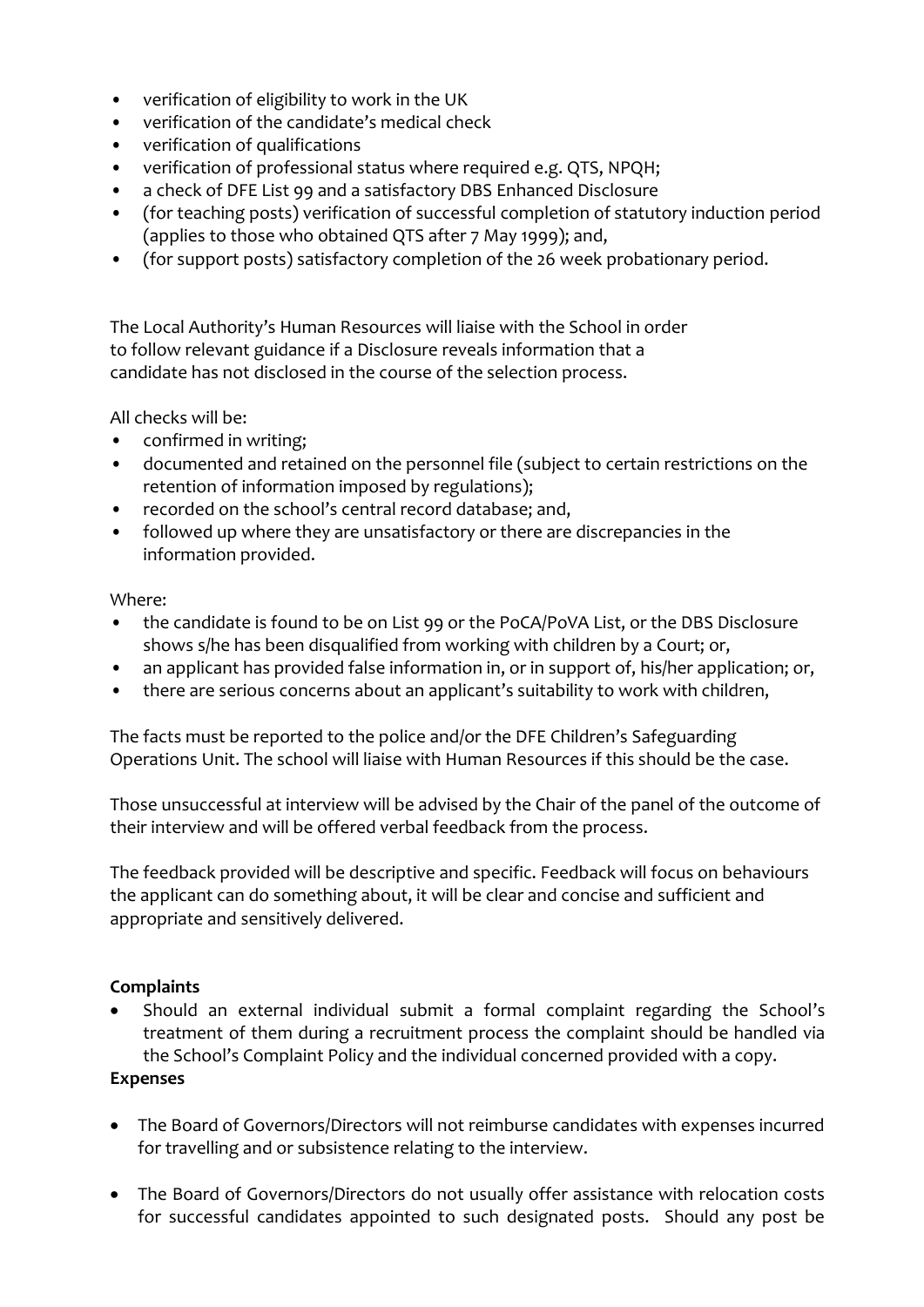- verification of eligibility to work in the UK
- verification of the candidate's medical check
- verification of qualifications
- verification of professional status where required e.g. QTS, NPQH;
- a check of DFE List 99 and a satisfactory DBS Enhanced Disclosure
- (for teaching posts) verification of successful completion of statutory induction period (applies to those who obtained QTS after 7 May 1999); and,
- (for support posts) satisfactory completion of the 26 week probationary period.

The Local Authority's Human Resources will liaise with the School in order to follow relevant guidance if a Disclosure reveals information that a candidate has not disclosed in the course of the selection process.

All checks will be:

- confirmed in writing;
- documented and retained on the personnel file (subject to certain restrictions on the retention of information imposed by regulations);
- recorded on the school's central record database; and,
- followed up where they are unsatisfactory or there are discrepancies in the information provided.

Where:

- the candidate is found to be on List 99 or the PoCA/PoVA List, or the DBS Disclosure shows s/he has been disqualified from working with children by a Court; or,
- an applicant has provided false information in, or in support of, his/her application; or,
- there are serious concerns about an applicant's suitability to work with children,

The facts must be reported to the police and/or the DFE Children's Safeguarding Operations Unit. The school will liaise with Human Resources if this should be the case.

Those unsuccessful at interview will be advised by the Chair of the panel of the outcome of their interview and will be offered verbal feedback from the process.

The feedback provided will be descriptive and specific. Feedback will focus on behaviours the applicant can do something about, it will be clear and concise and sufficient and appropriate and sensitively delivered.

**Complaints**

- Should an external individual submit a formal complaint regarding the School's treatment of them during a recruitment process the complaint should be handled via the School's Complaint Policy and the individual concerned provided with a copy.

**Expenses**

- The Board of Governors/Directors will not reimburse candidates with expenses incurred for travelling and or subsistence relating to the interview.
- The Board of Governors/Directors do not usually offer assistance with relocation costs for successful candidates appointed to such designated posts. Should any post be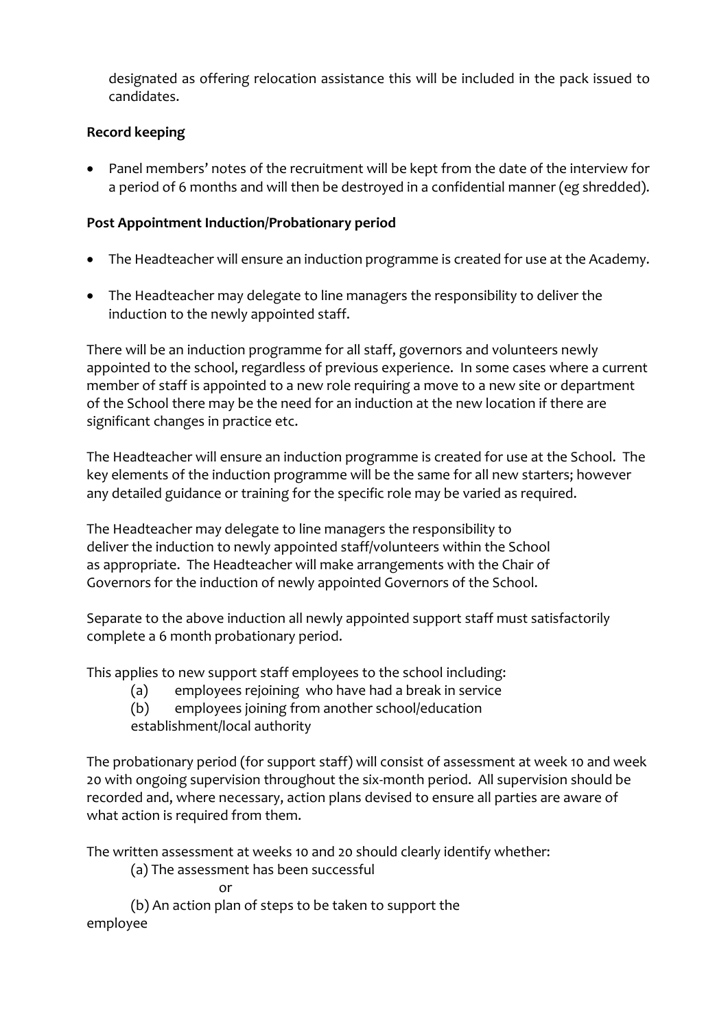designated as offering relocation assistance this will be included in the pack issued to candidates.

**Record keeping**

- Panel members' notes of the recruitment will be kept from the date of the interview for a period of 6 months and will then be destroyed in a confidential manner (eg shredded).

**Post Appointment Induction/Probationary period**

- The Headteacher will ensure an induction programme is created for use at the Academy.
- The Headteacher may delegate to line managers the responsibility to deliver the induction to the newly appointed staff.

There will be an induction programme for all staff, governors and volunteers newly appointed to the school, regardless of previous experience. In some cases where a current member of staff is appointed to a new role requiring a move to a new site or department of the School there may be the need for an induction at the new location if there are significant changes in practice etc.

The Headteacher will ensure an induction programme is created for use at the School. The key elements of the induction programme will be the same for all new starters; however any detailed guidance or training for the specific role may be varied as required.

The Headteacher may delegate to line managers the responsibility to deliver the induction to newly appointed staff/volunteers within the School as appropriate. The Headteacher will make arrangements with the Chair of Governors for the induction of newly appointed Governors of the School.

Separate to the above induction all newly appointed support staff must satisfactorily complete a 6 month probationary period.

This applies to new support staff employees to the school including:

(a) employees rejoining who have had a break in service
(b) employees joining from another school/education establishment/local authority

The probationary period (for support staff) will consist of assessment at week 10 and week 20 with ongoing supervision throughout the six-month period. All supervision should be recorded and, where necessary, action plans devised to ensure all parties are aware of what action is required from them.

The written assessment at weeks 10 and 20 should clearly identify whether:

(a) The assessment has been successful

or

(b) An action plan of steps to be taken to support the employee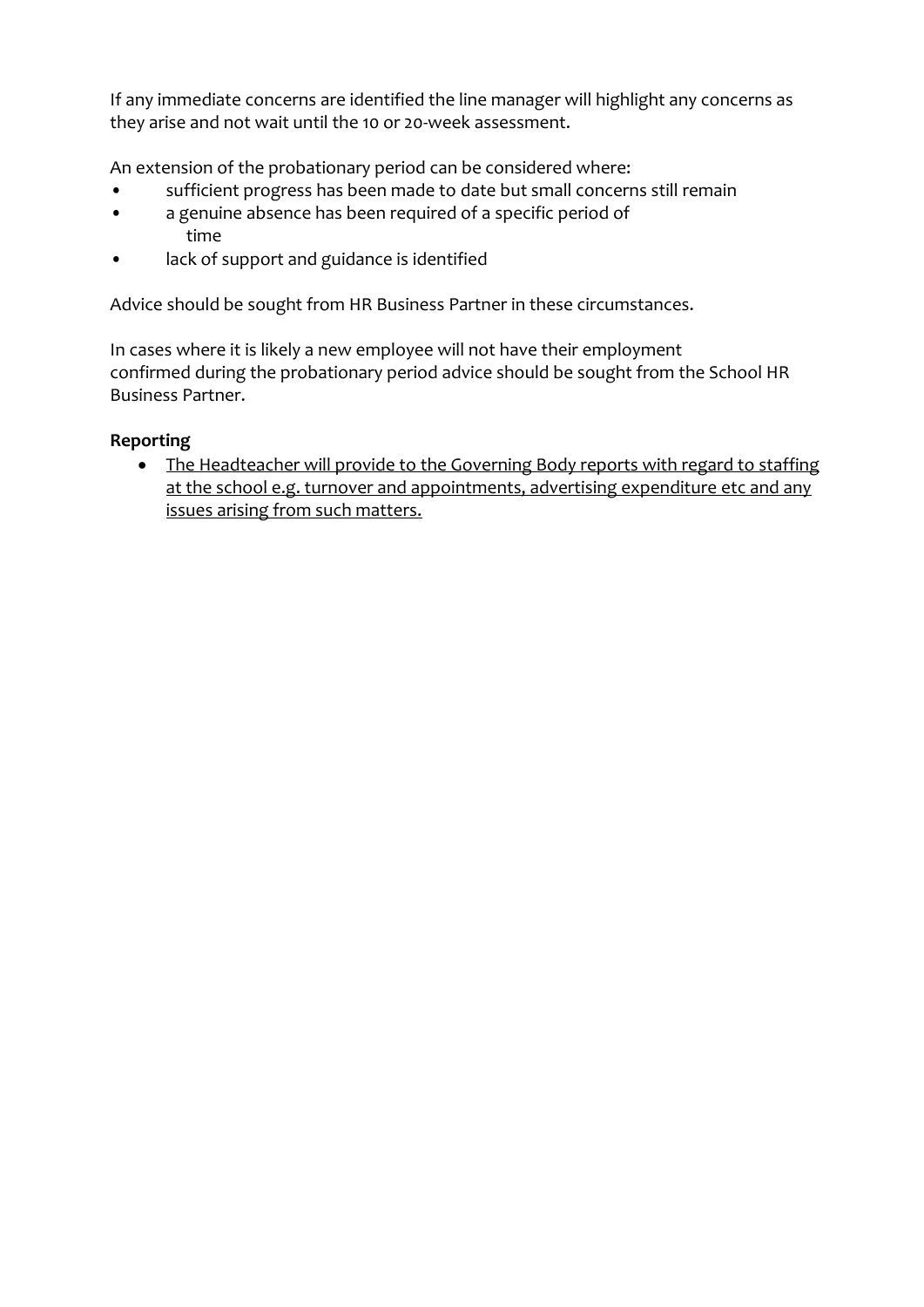If any immediate concerns are identified the line manager will highlight any concerns as they arise and not wait until the 10 or 20-week assessment.

An extension of the probationary period can be considered where:

- sufficient progress has been made to date but small concerns still remain
- a genuine absence has been required of a specific period of time
- lack of support and guidance is identified

Advice should be sought from HR Business Partner in these circumstances.

In cases where it is likely a new employee will not have their employment confirmed during the probationary period advice should be sought from the School HR Business Partner.

**Reporting**

- <u>The Headteacher will provide to the Governing Body reports with regard to staffing at the school e.g. turnover and appointments, advertising expenditure etc and any issues arising from such matters.</u>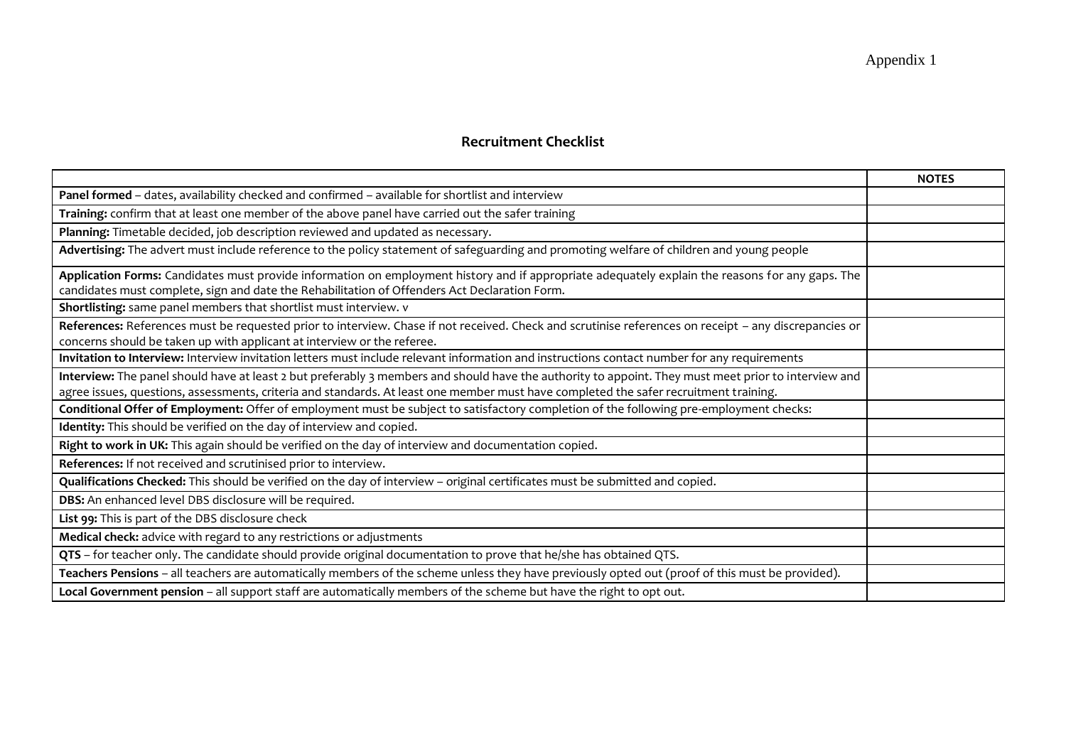Appendix 1

## Recruitment Checklist

| | NOTES |
|---|---|
| **Panel formed** – dates, availability checked and confirmed – available for shortlist and interview | |
| **Training:** confirm that at least one member of the above panel have carried out the safer training | |
| **Planning:** Timetable decided, job description reviewed and updated as necessary. | |
| **Advertising:** The advert must include reference to the policy statement of safeguarding and promoting welfare of children and young people | |
| **Application Forms:** Candidates must provide information on employment history and if appropriate adequately explain the reasons for any gaps. The candidates must complete, sign and date the Rehabilitation of Offenders Act Declaration Form. | |
| **Shortlisting:** same panel members that shortlist must interview. v | |
| **References:** References must be requested prior to interview. Chase if not received. Check and scrutinise references on receipt – any discrepancies or concerns should be taken up with applicant at interview or the referee. | |
| **Invitation to Interview:** Interview invitation letters must include relevant information and instructions contact number for any requirements | |
| **Interview:** The panel should have at least 2 but preferably 3 members and should have the authority to appoint. They must meet prior to interview and agree issues, questions, assessments, criteria and standards. At least one member must have completed the safer recruitment training. | |
| **Conditional Offer of Employment:** Offer of employment must be subject to satisfactory completion of the following pre-employment checks: | |
| **Identity:** This should be verified on the day of interview and copied. | |
| **Right to work in UK:** This again should be verified on the day of interview and documentation copied. | |
| **References:** If not received and scrutinised prior to interview. | |
| **Qualifications Checked:** This should be verified on the day of interview – original certificates must be submitted and copied. | |
| **DBS:** An enhanced level DBS disclosure will be required. | |
| **List 99:** This is part of the DBS disclosure check | |
| **Medical check:** advice with regard to any restrictions or adjustments | |
| **QTS** – for teacher only. The candidate should provide original documentation to prove that he/she has obtained QTS. | |
| **Teachers Pensions** – all teachers are automatically members of the scheme unless they have previously opted out (proof of this must be provided). | |
| **Local Government pension** – all support staff are automatically members of the scheme but have the right to opt out. | |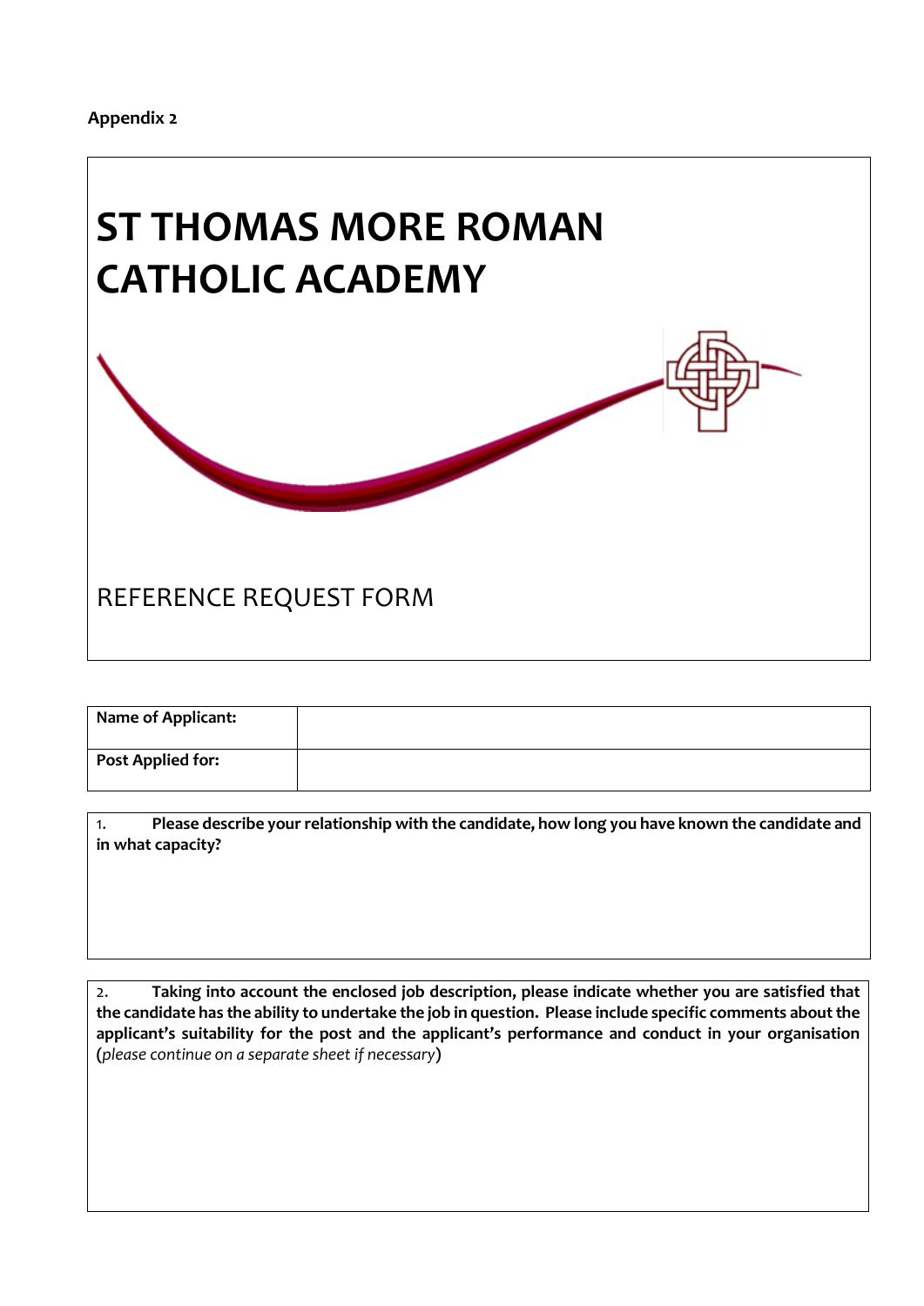**Appendix 2**

# ST THOMAS MORE ROMAN CATHOLIC ACADEMY

REFERENCE REQUEST FORM

| **Name of Applicant:** | |
|---|---|
| **Post Applied for:** | |

1. **Please describe your relationship with the candidate, how long you have known the candidate and in what capacity?**

2. **Taking into account the enclosed job description, please indicate whether you are satisfied that the candidate has the ability to undertake the job in question. Please include specific comments about the applicant's suitability for the post and the applicant's performance and conduct in your organisation** (*please continue on a separate sheet if necessary*)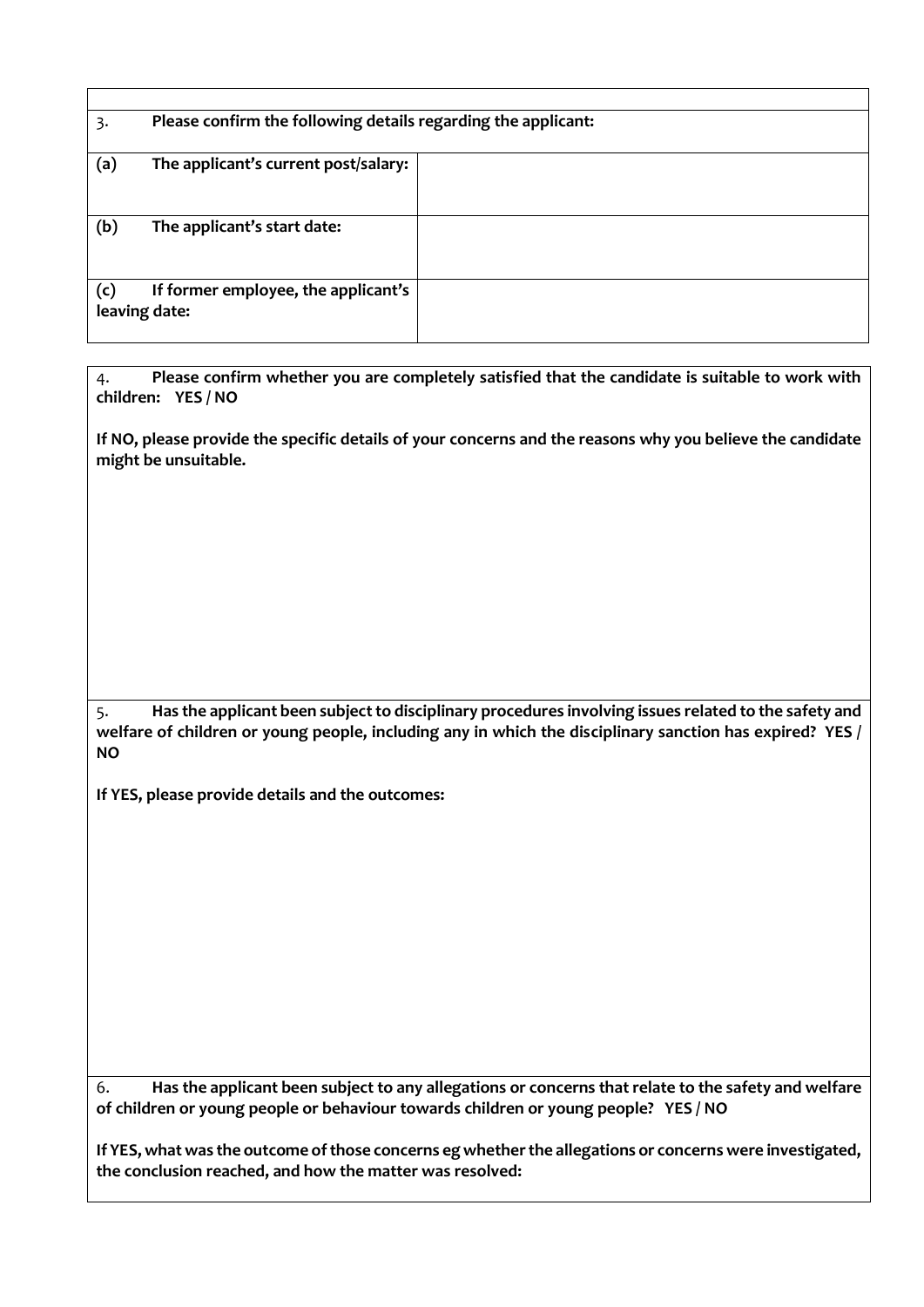| 3. **Please confirm the following details regarding the applicant:** | |
|---|---|
| **(a) The applicant's current post/salary:** | |
| **(b) The applicant's start date:** | |
| **(c) If former employee, the applicant's leaving date:** | |

4. **Please confirm whether you are completely satisfied that the candidate is suitable to work with children: YES / NO**

**If NO, please provide the specific details of your concerns and the reasons why you believe the candidate might be unsuitable.**

5. **Has the applicant been subject to disciplinary procedures involving issues related to the safety and welfare of children or young people, including any in which the disciplinary sanction has expired? YES / NO**

**If YES, please provide details and the outcomes:**

6. **Has the applicant been subject to any allegations or concerns that relate to the safety and welfare of children or young people or behaviour towards children or young people? YES / NO**

**If YES, what was the outcome of those concerns eg whether the allegations or concerns were investigated, the conclusion reached, and how the matter was resolved:**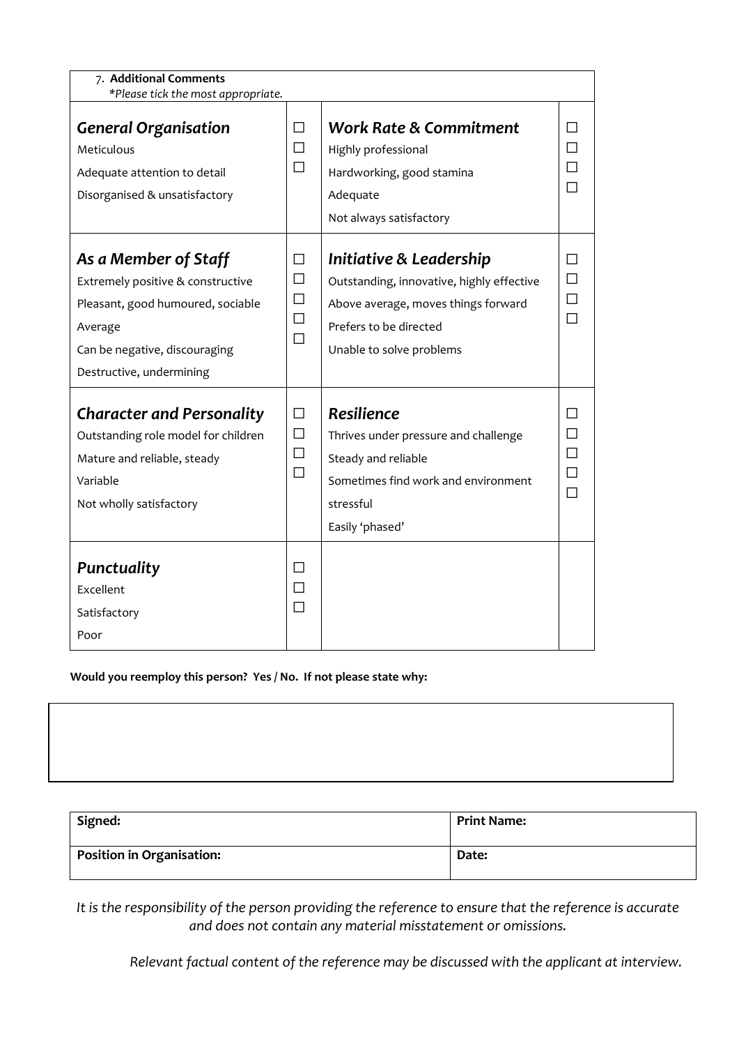7. **Additional Comments**
*\*Please tick the most appropriate.*

| | | | |
|---|---|---|---|
| ***General Organisation***<br>Meticulous<br>Adequate attention to detail<br>Disorganised & unsatisfactory | ☐<br>☐<br>☐ | ***Work Rate & Commitment***<br>Highly professional<br>Hardworking, good stamina<br>Adequate<br>Not always satisfactory | ☐<br>☐<br>☐<br>☐ |
| ***As a Member of Staff***<br>Extremely positive & constructive<br>Pleasant, good humoured, sociable<br>Average<br>Can be negative, discouraging<br>Destructive, undermining | ☐<br>☐<br>☐<br>☐<br>☐ | ***Initiative & Leadership***<br>Outstanding, innovative, highly effective<br>Above average, moves things forward<br>Prefers to be directed<br>Unable to solve problems | ☐<br>☐<br>☐<br>☐ |
| ***Character and Personality***<br>Outstanding role model for children<br>Mature and reliable, steady<br>Variable<br>Not wholly satisfactory | ☐<br>☐<br>☐<br>☐ | ***Resilience***<br>Thrives under pressure and challenge<br>Steady and reliable<br>Sometimes find work and environment stressful<br>Easily 'phased' | ☐<br>☐<br>☐<br>☐<br>☐ |
| ***Punctuality***<br>Excellent<br>Satisfactory<br>Poor | ☐<br>☐<br>☐ | | |

**Would you reemploy this person? Yes / No. If not please state why:**

| |
|---|
| |

| | |
|---|---|
| **Signed:** | **Print Name:** |
| **Position in Organisation:** | **Date:** |

*It is the responsibility of the person providing the reference to ensure that the reference is accurate and does not contain any material misstatement or omissions.*

*Relevant factual content of the reference may be discussed with the applicant at interview.*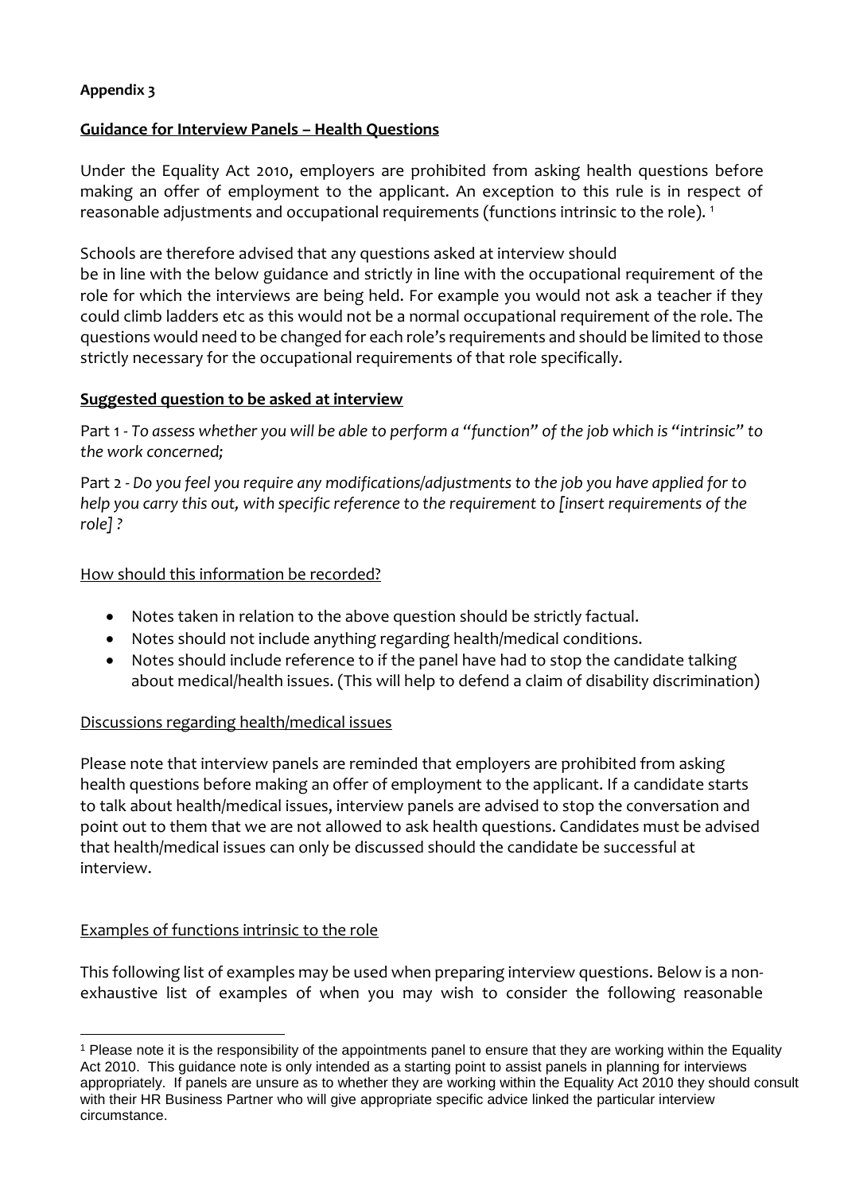**Appendix 3**

**Guidance for Interview Panels – Health Questions**

Under the Equality Act 2010, employers are prohibited from asking health questions before making an offer of employment to the applicant. An exception to this rule is in respect of reasonable adjustments and occupational requirements (functions intrinsic to the role). [1]

Schools are therefore advised that any questions asked at interview should be in line with the below guidance and strictly in line with the occupational requirement of the role for which the interviews are being held. For example you would not ask a teacher if they could climb ladders etc as this would not be a normal occupational requirement of the role. The questions would need to be changed for each role's requirements and should be limited to those strictly necessary for the occupational requirements of that role specifically.

**Suggested question to be asked at interview**

Part 1 - *To assess whether you will be able to perform a "function" of the job which is "intrinsic" to the work concerned;*

Part 2 - *Do you feel you require any modifications/adjustments to the job you have applied for to help you carry this out, with specific reference to the requirement to [insert requirements of the role] ?*

How should this information be recorded?

- Notes taken in relation to the above question should be strictly factual.
- Notes should not include anything regarding health/medical conditions.
- Notes should include reference to if the panel have had to stop the candidate talking about medical/health issues. (This will help to defend a claim of disability discrimination)

Discussions regarding health/medical issues

Please note that interview panels are reminded that employers are prohibited from asking health questions before making an offer of employment to the applicant. If a candidate starts to talk about health/medical issues, interview panels are advised to stop the conversation and point out to them that we are not allowed to ask health questions. Candidates must be advised that health/medical issues can only be discussed should the candidate be successful at interview.

Examples of functions intrinsic to the role

This following list of examples may be used when preparing interview questions. Below is a non-exhaustive list of examples of when you may wish to consider the following reasonable

[1] Please note it is the responsibility of the appointments panel to ensure that they are working within the Equality Act 2010. This guidance note is only intended as a starting point to assist panels in planning for interviews appropriately. If panels are unsure as to whether they are working within the Equality Act 2010 they should consult with their HR Business Partner who will give appropriate specific advice linked the particular interview circumstance.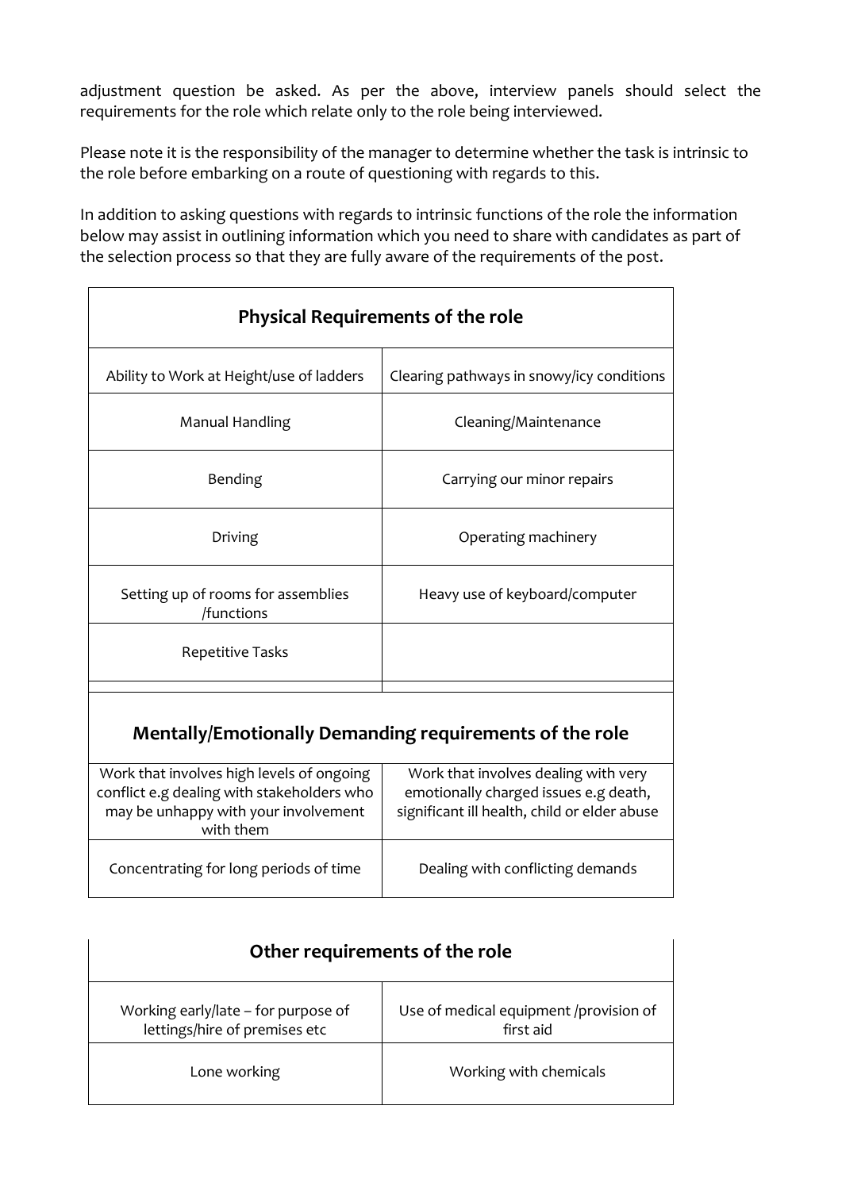adjustment question be asked. As per the above, interview panels should select the requirements for the role which relate only to the role being interviewed.

Please note it is the responsibility of the manager to determine whether the task is intrinsic to the role before embarking on a route of questioning with regards to this.

In addition to asking questions with regards to intrinsic functions of the role the information below may assist in outlining information which you need to share with candidates as part of the selection process so that they are fully aware of the requirements of the post.

| **Physical Requirements of the role** | |
|---|---|
| Ability to Work at Height/use of ladders | Clearing pathways in snowy/icy conditions |
| Manual Handling | Cleaning/Maintenance |
| Bending | Carrying our minor repairs |
| Driving | Operating machinery |
| Setting up of rooms for assemblies /functions | Heavy use of keyboard/computer |
| Repetitive Tasks | |
| | |
| **Mentally/Emotionally Demanding requirements of the role** | |
| Work that involves high levels of ongoing conflict e.g dealing with stakeholders who may be unhappy with your involvement with them | Work that involves dealing with very emotionally charged issues e.g death, significant ill health, child or elder abuse |
| Concentrating for long periods of time | Dealing with conflicting demands |

| **Other requirements of the role** | |
|---|---|
| Working early/late – for purpose of lettings/hire of premises etc | Use of medical equipment /provision of first aid |
| Lone working | Working with chemicals |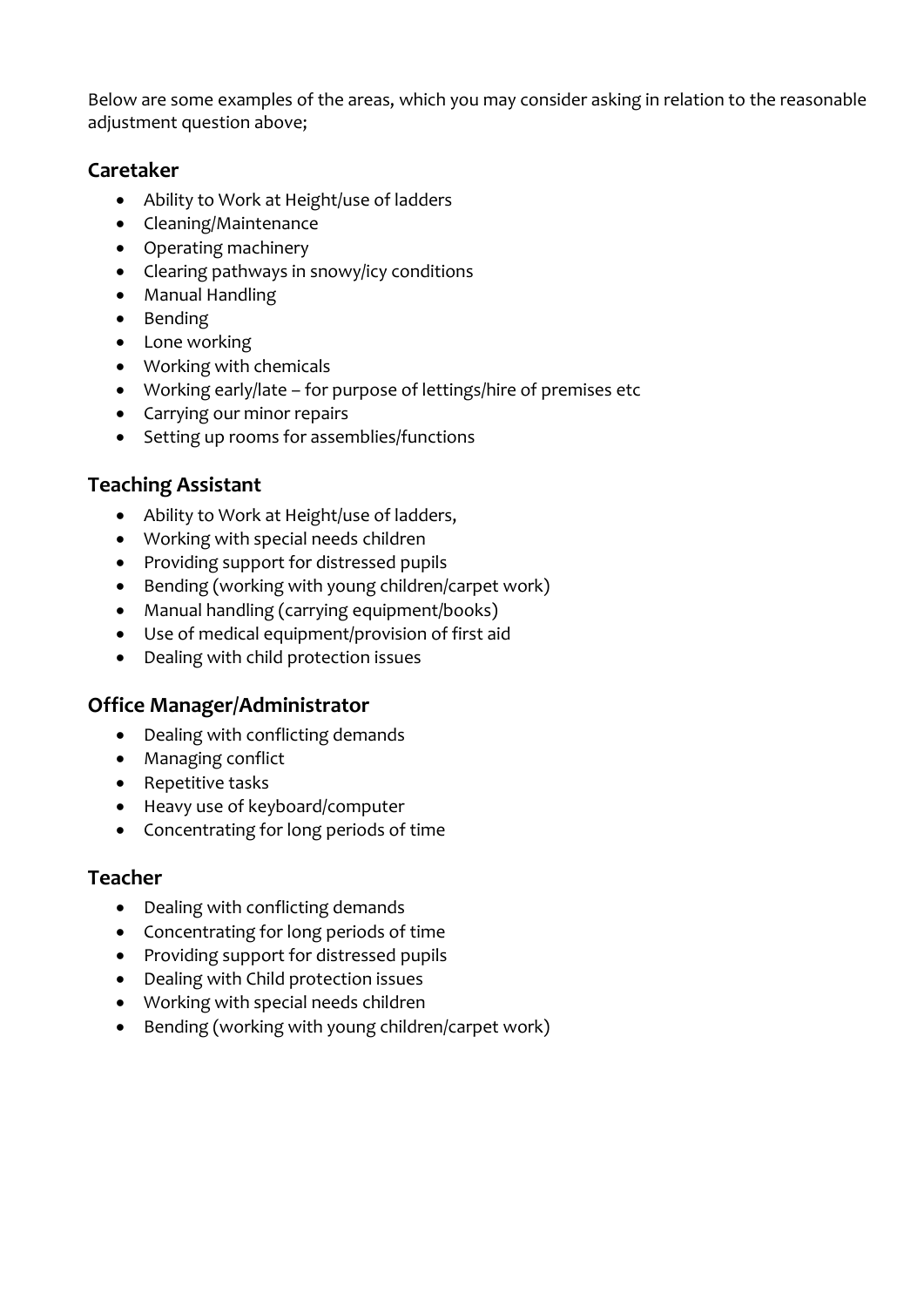Below are some examples of the areas, which you may consider asking in relation to the reasonable adjustment question above;

### Caretaker

- Ability to Work at Height/use of ladders
- Cleaning/Maintenance
- Operating machinery
- Clearing pathways in snowy/icy conditions
- Manual Handling
- Bending
- Lone working
- Working with chemicals
- Working early/late – for purpose of lettings/hire of premises etc
- Carrying our minor repairs
- Setting up rooms for assemblies/functions

### Teaching Assistant

- Ability to Work at Height/use of ladders,
- Working with special needs children
- Providing support for distressed pupils
- Bending (working with young children/carpet work)
- Manual handling (carrying equipment/books)
- Use of medical equipment/provision of first aid
- Dealing with child protection issues

### Office Manager/Administrator

- Dealing with conflicting demands
- Managing conflict
- Repetitive tasks
- Heavy use of keyboard/computer
- Concentrating for long periods of time

### Teacher

- Dealing with conflicting demands
- Concentrating for long periods of time
- Providing support for distressed pupils
- Dealing with Child protection issues
- Working with special needs children
- Bending (working with young children/carpet work)